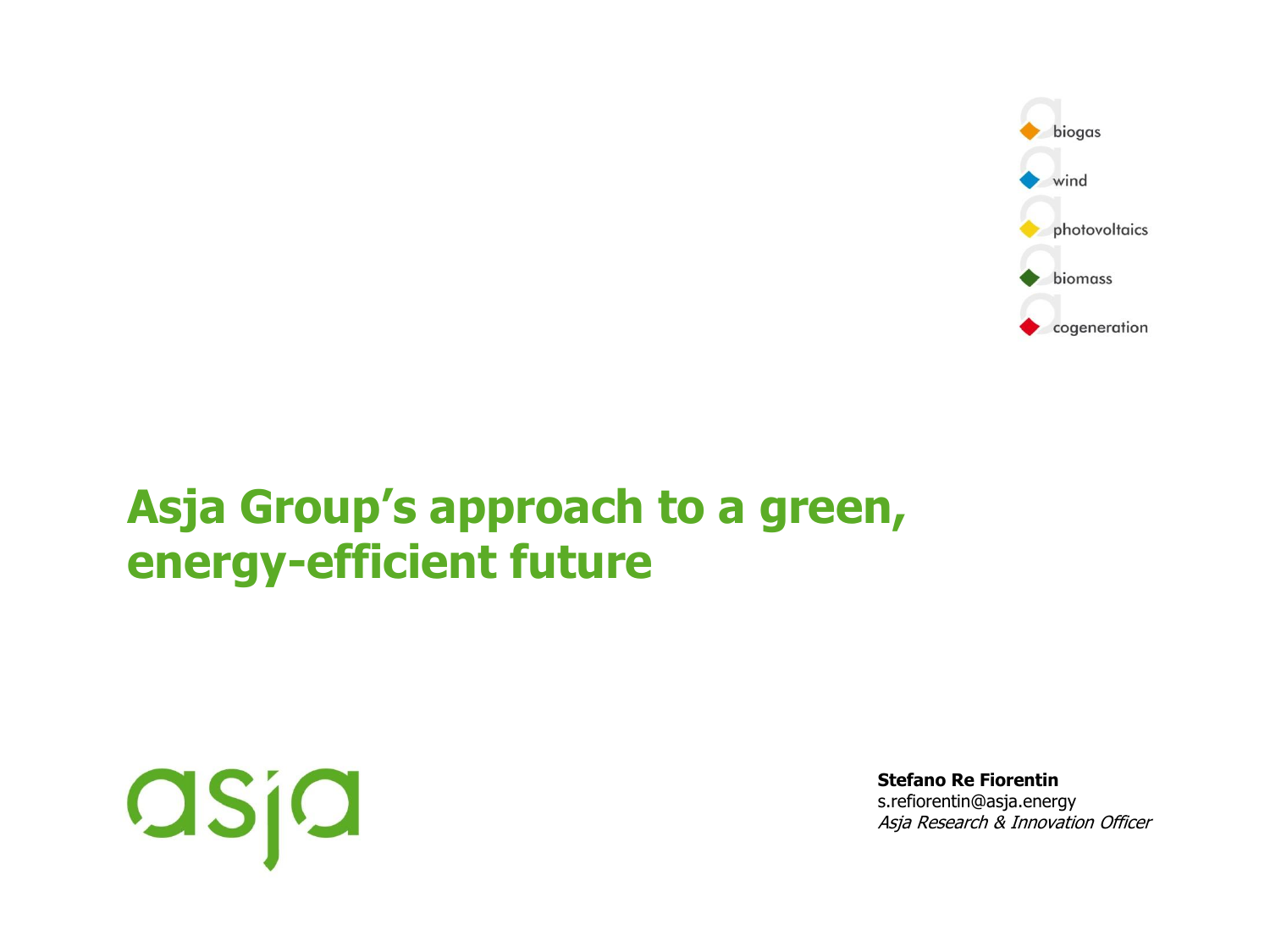- biogas
- wind
- photovoltaics
- biomass
- cogeneration

# Asja Group's approach to a green, energy-efficient future

asja

**Stefano Re Fiorentin**
s.refiorentin@asja.energy
*Asja Research & Innovation Officer*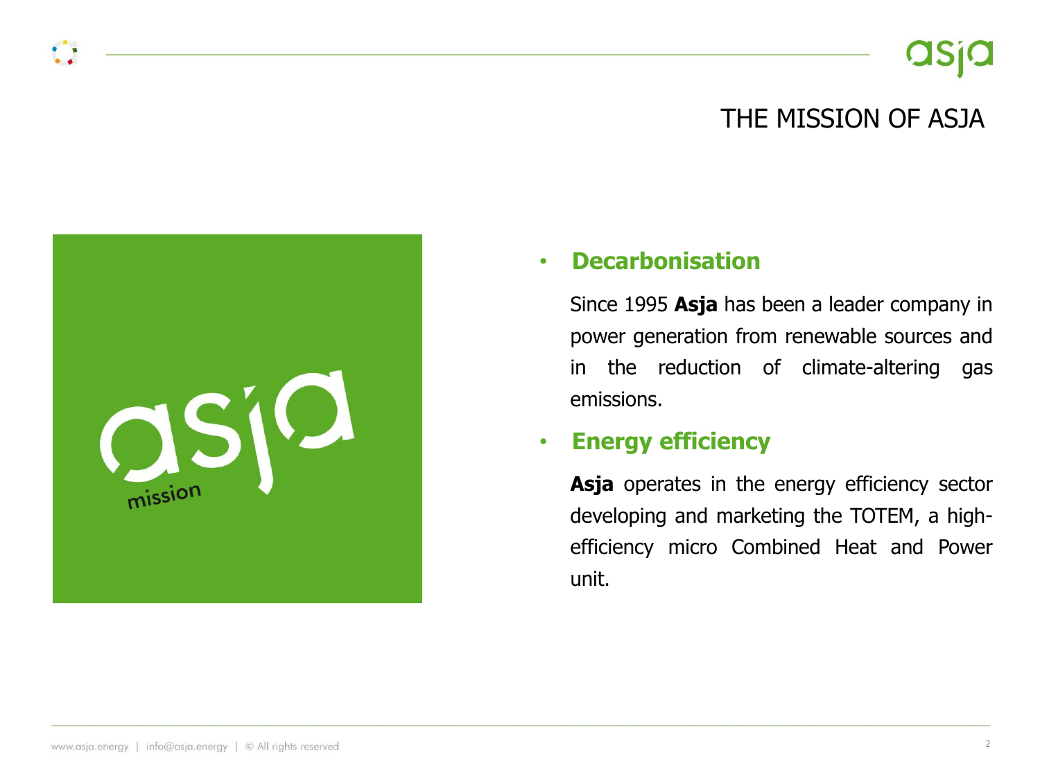# THE MISSION OF ASJA

- **Decarbonisation**

  Since 1995 **Asja** has been a leader company in power generation from renewable sources and in the reduction of climate-altering gas emissions.

- **Energy efficiency**

  **Asja** operates in the energy efficiency sector developing and marketing the TOTEM, a high-efficiency micro Combined Heat and Power unit.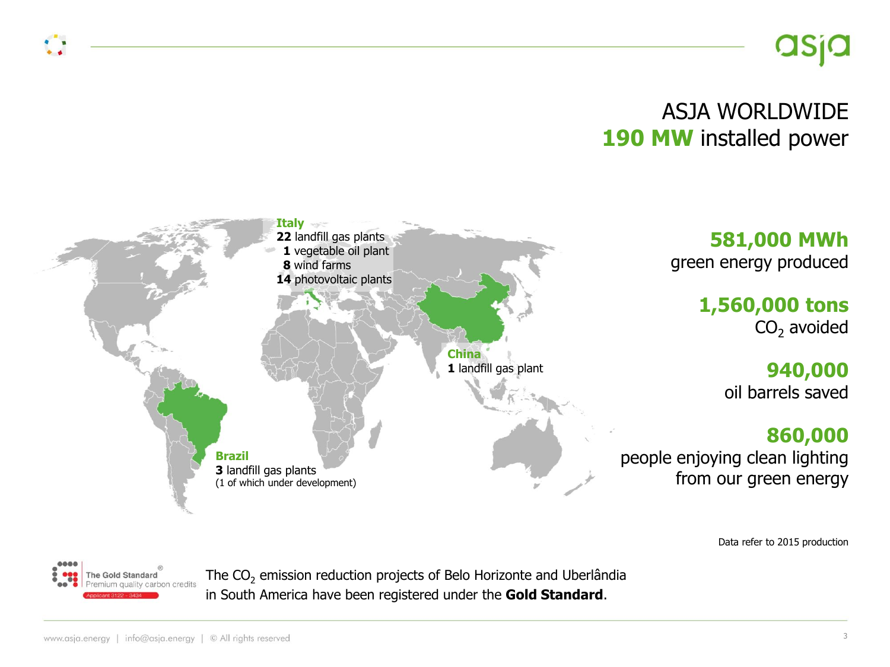# ASJA WORLDWIDE

## **190 MW** installed power

**Italy**
**22** landfill gas plants
**1** vegetable oil plant
**8** wind farms
**14** photovoltaic plants

**China**
**1** landfill gas plant

**Brazil**
**3** landfill gas plants
(1 of which under development)

**581,000 MWh**
green energy produced

**1,560,000 tons**
$CO_2$ avoided

**940,000**
oil barrels saved

**860,000**
people enjoying clean lighting from our green energy

Data refer to 2015 production

The Gold Standard® Premium quality carbon credits — Applicant 3122 - 3434

The $CO_2$ emission reduction projects of Belo Horizonte and Uberlândia in South America have been registered under the **Gold Standard**.

www.asja.energy | info@asja.energy | © All rights reserved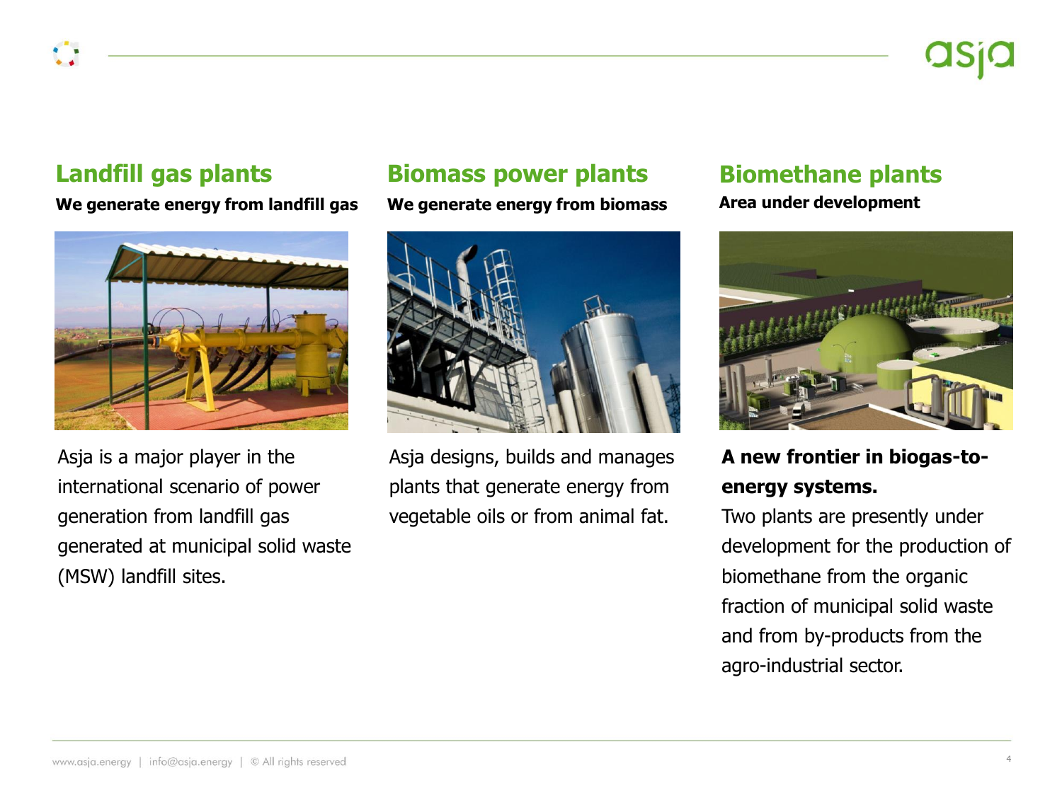## Landfill gas plants

**We generate energy from landfill gas**

Asja is a major player in the international scenario of power generation from landfill gas generated at municipal solid waste (MSW) landfill sites.

## Biomass power plants

**We generate energy from biomass**

Asja designs, builds and manages plants that generate energy from vegetable oils or from animal fat.

## Biomethane plants

**Area under development**

**A new frontier in biogas-to-energy systems.**

Two plants are presently under development for the production of biomethane from the organic fraction of municipal solid waste and from by-products from the agro-industrial sector.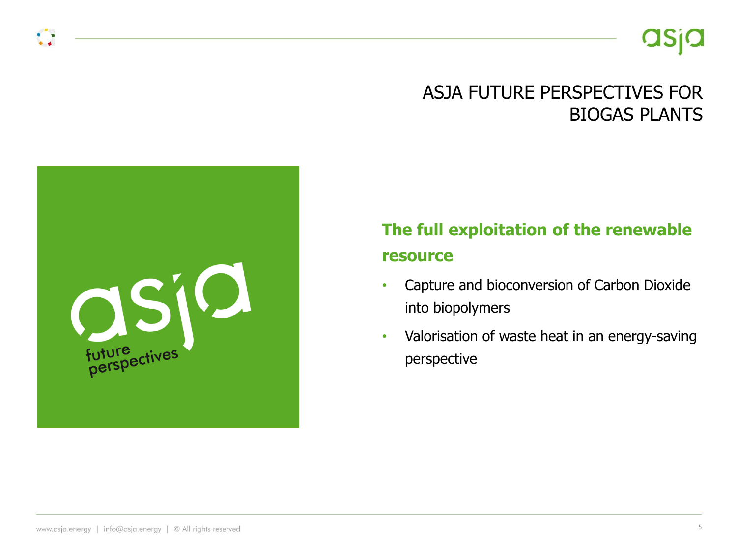# ASJA FUTURE PERSPECTIVES FOR BIOGAS PLANTS

## The full exploitation of the renewable resource

- Capture and bioconversion of Carbon Dioxide into biopolymers
- Valorisation of waste heat in an energy-saving perspective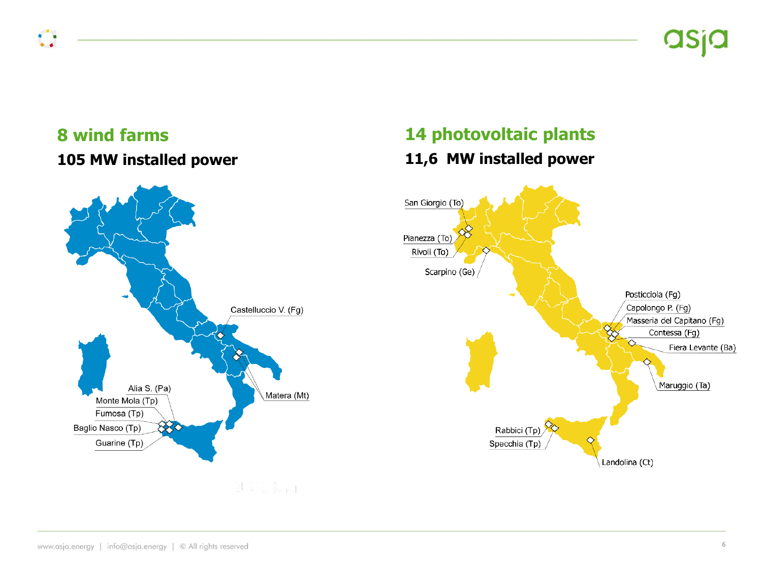## 8 wind farms

**105 MW installed power**

- Castelluccio V. (Fg)
- Matera (Mt)
- Alia S. (Pa)
- Monte Mola (Tp)
- Fumosa (Tp)
- Baglio Nasco (Tp)
- Guarine (Tp)

## 14 photovoltaic plants

**11,6 MW installed power**

- San Giorgio (To)
- Pianezza (To)
- Rivoli (To)
- Scarpino (Ge)
- Posticciola (Fg)
- Capolongo P. (Fg)
- Masseria del Capitano (Fg)
- Contessa (Fg)
- Fiera Levante (Ba)
- Maruggio (Ta)
- Rabbici (Tp)
- Specchia (Tp)
- Landolina (Ct)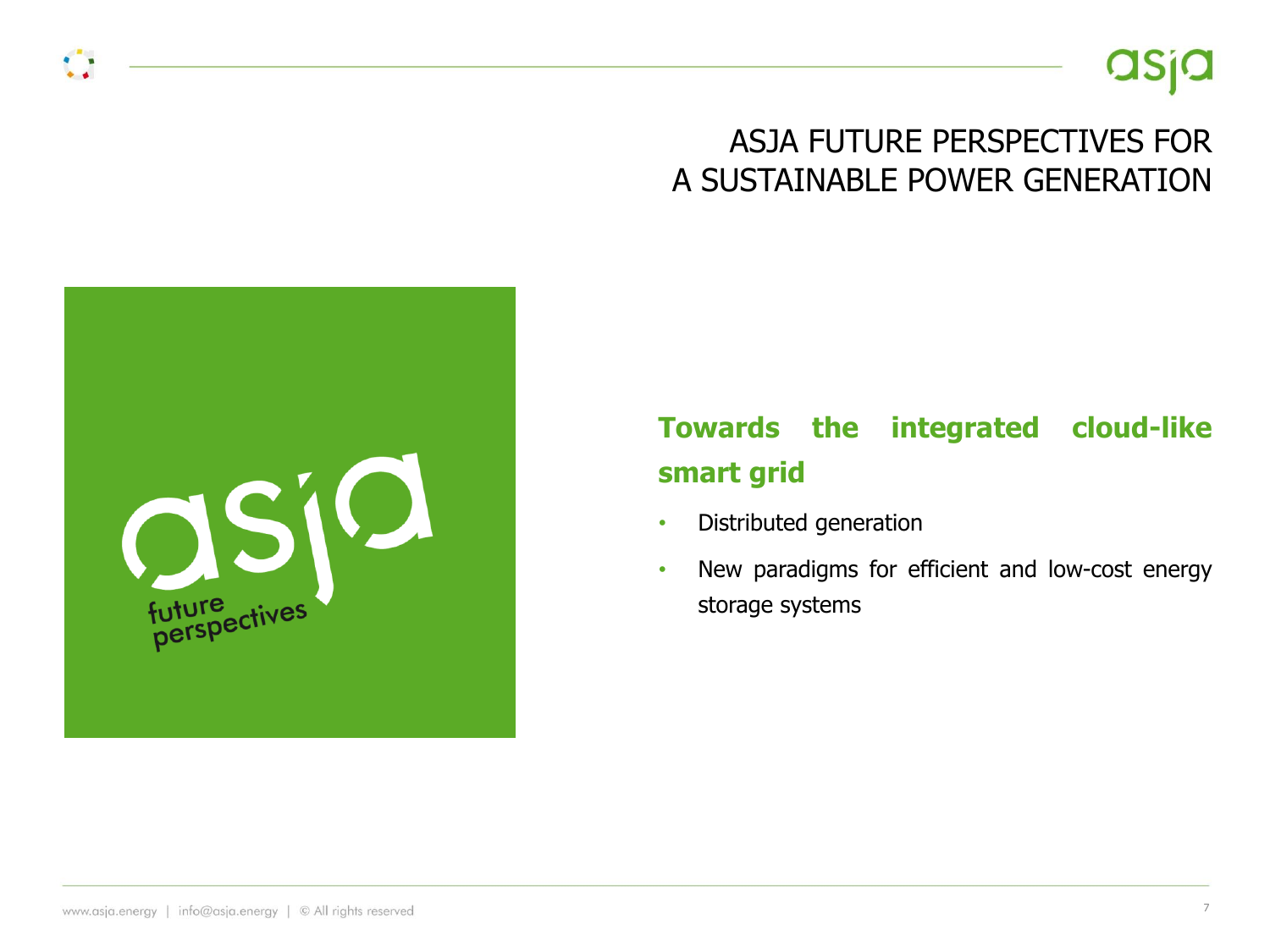# ASJA FUTURE PERSPECTIVES FOR A SUSTAINABLE POWER GENERATION

## Towards the integrated cloud-like smart grid

- Distributed generation
- New paradigms for efficient and low-cost energy storage systems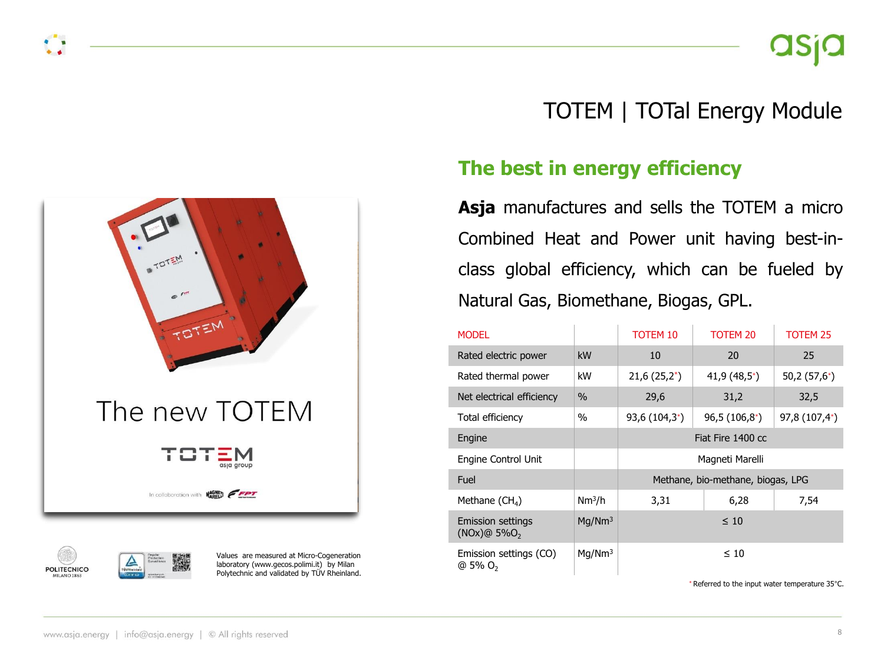# TOTEM | TOTal Energy Module

## The best in energy efficiency

**Asja** manufactures and sells the TOTEM a micro Combined Heat and Power unit having best-in-class global efficiency, which can be fueled by Natural Gas, Biomethane, Biogas, GPL.

The new TOTEM

TOTEM asja group

In collaboration with MAGNETI MARELLI FPT

| MODEL | | TOTEM 10 | TOTEM 20 | TOTEM 25 |
|---|---|---|---|---|
| Rated electric power | kW | 10 | 20 | 25 |
| Rated thermal power | kW | 21,6 (25,2*) | 41,9 (48,5*) | 50,2 (57,6*) |
| Net electrical efficiency | % | 29,6 | 31,2 | 32,5 |
| Total efficiency | % | 93,6 (104,3*) | 96,5 (106,8*) | 97,8 (107,4*) |
| Engine | | Fiat Fire 1400 cc | | |
| Engine Control Unit | | Magneti Marelli | | |
| Fuel | | Methane, bio-methane, biogas, LPG | | |
| Methane ($CH_4$) | $Nm^3/h$ | 3,31 | 6,28 | 7,54 |
| Emission settings (NOx)@ 5%$O_2$ | $Mg/Nm^3$ | ≤ 10 | | |
| Emission settings (CO) @ 5% $O_2$ | $Mg/Nm^3$ | ≤ 10 | | |

* Referred to the input water temperature 35°C.

Values are measured at Micro-Cogeneration laboratory (www.gecos.polimi.it) by Milan Polytechnic and validated by TÜV Rheinland.

POLITECNICO MILANO 1863

www.asja.energy | info@asja.energy | © All rights reserved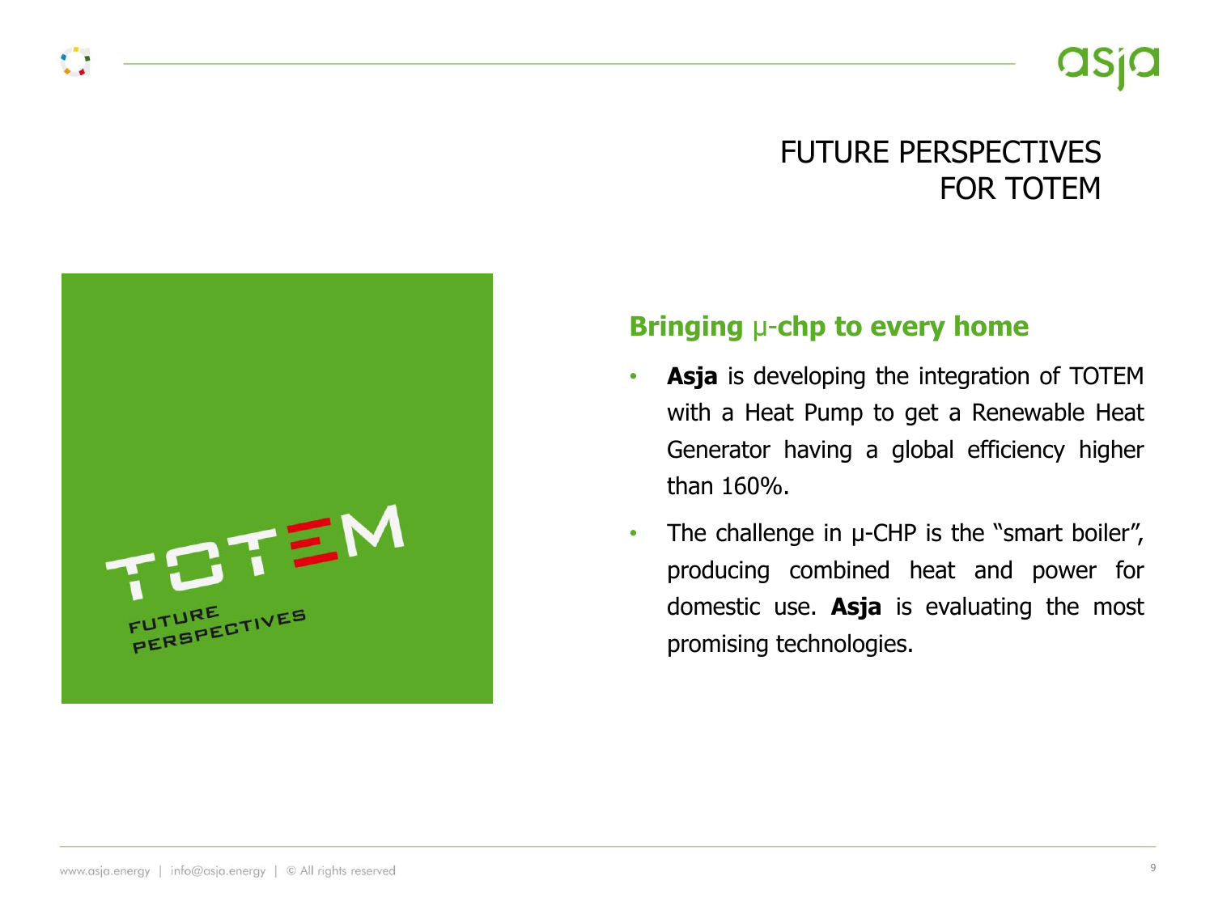# FUTURE PERSPECTIVES FOR TOTEM

## Bringing µ-chp to every home

- **Asja** is developing the integration of TOTEM with a Heat Pump to get a Renewable Heat Generator having a global efficiency higher than 160%.
- The challenge in µ-CHP is the "smart boiler", producing combined heat and power for domestic use. **Asja** is evaluating the most promising technologies.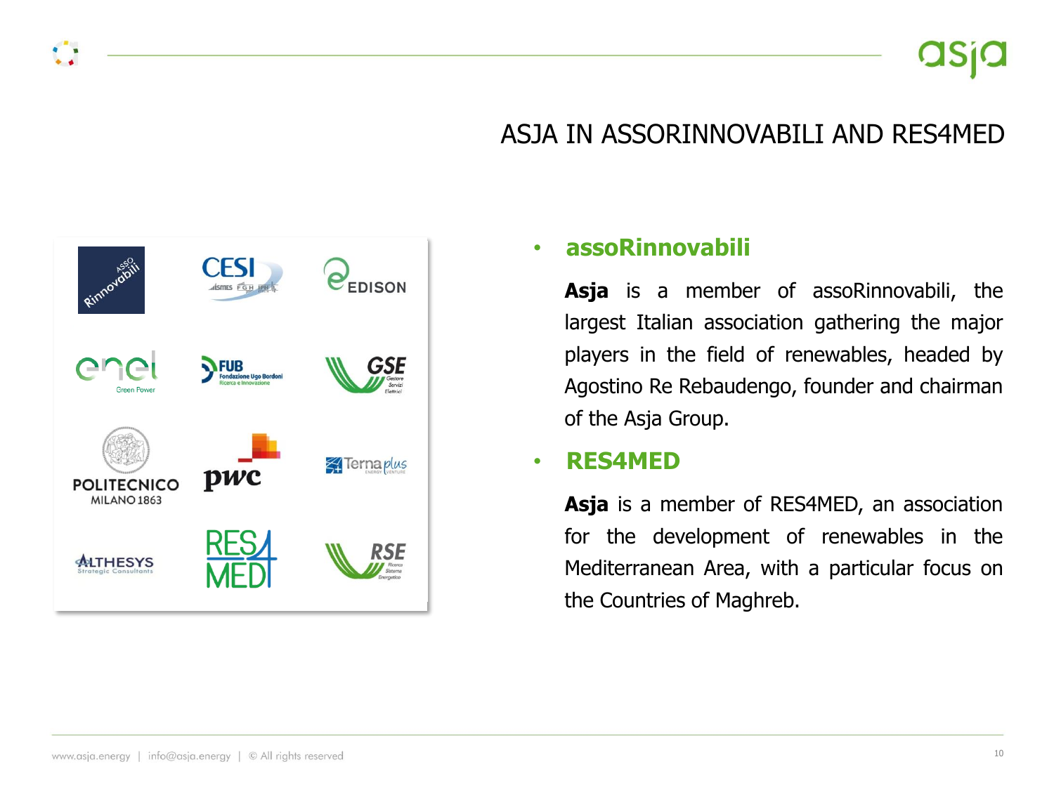# ASJA IN ASSORINNOVABILI AND RES4MED

- **assoRinnovabili**

  **Asja** is a member of assoRinnovabili, the largest Italian association gathering the major players in the field of renewables, headed by Agostino Re Rebaudengo, founder and chairman of the Asja Group.

- **RES4MED**

  **Asja** is a member of RES4MED, an association for the development of renewables in the Mediterranean Area, with a particular focus on the Countries of Maghreb.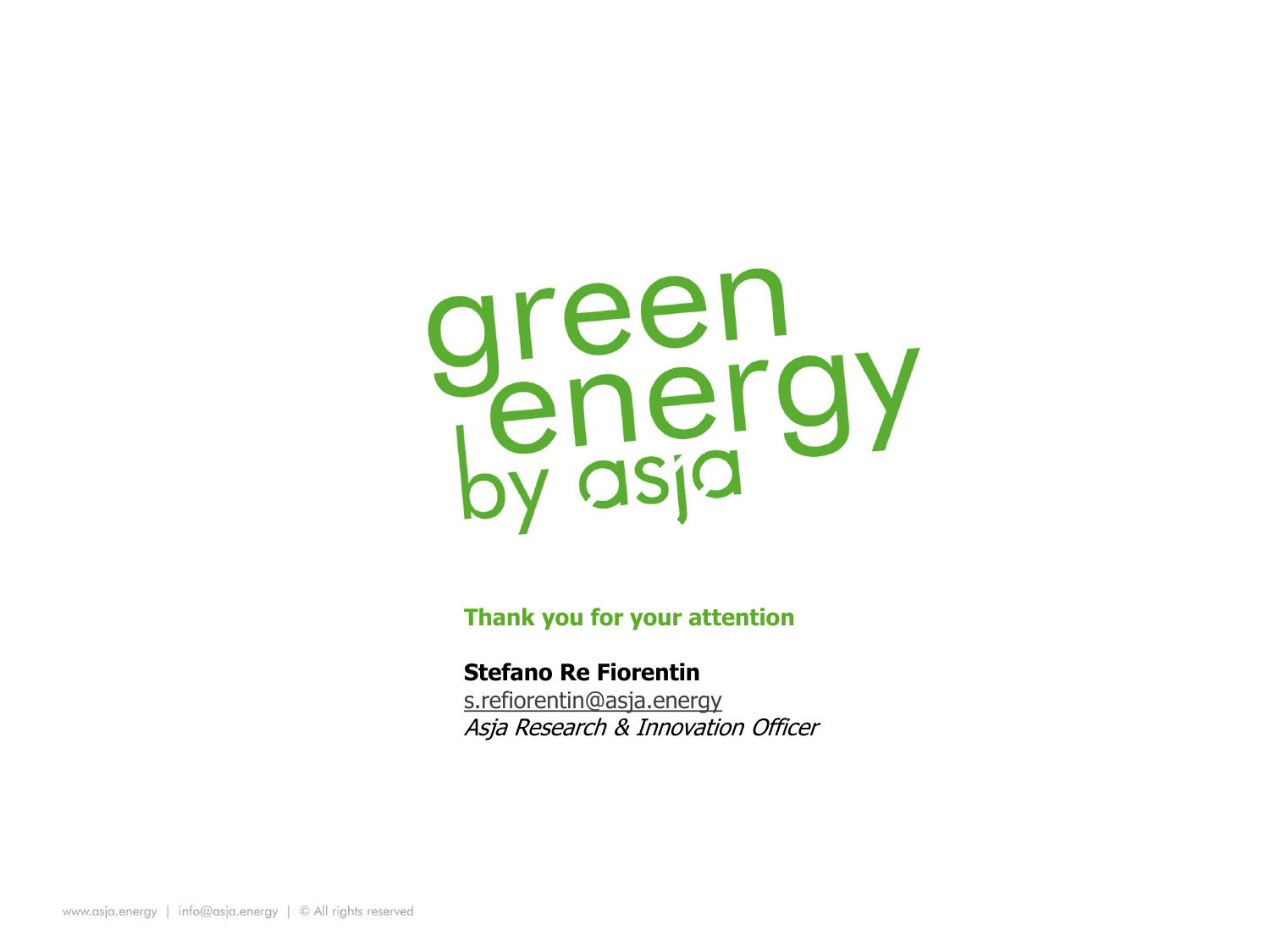green energy by asja

**Thank you for your attention**

**Stefano Re Fiorentin**
s.refiorentin@asja.energy
*Asja Research & Innovation Officer*

www.asja.energy | info@asja.energy | © All rights reserved